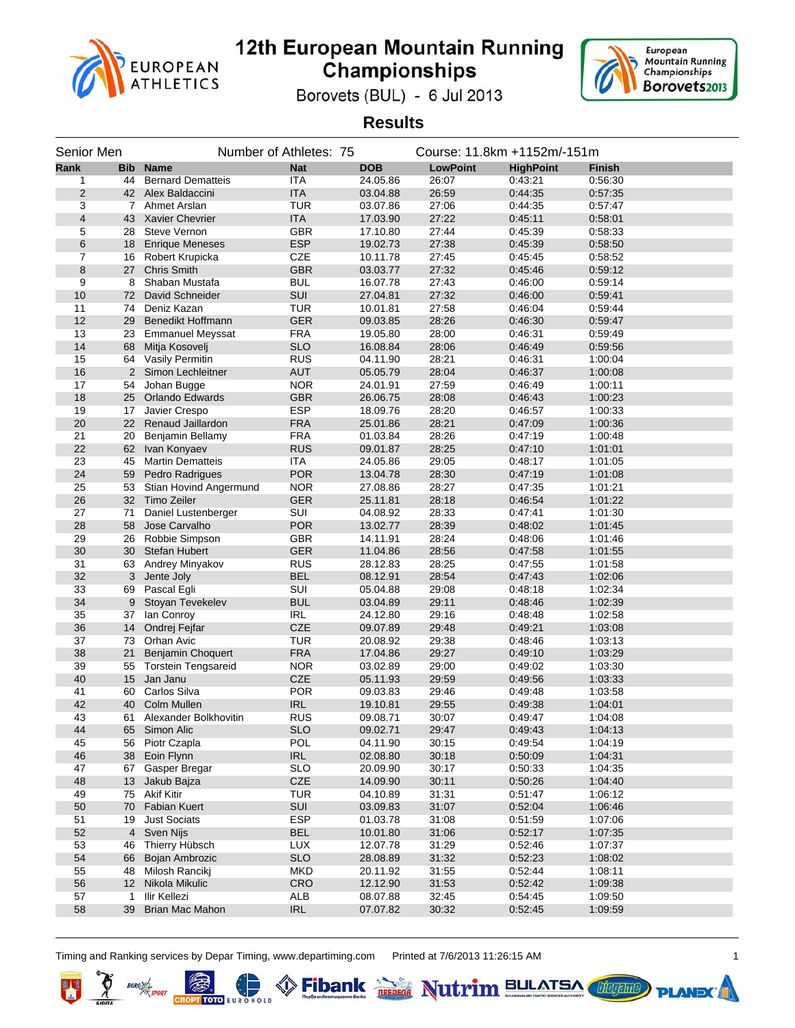# 12th European Mountain Running Championships

Borovets (BUL) - 6 Jul 2013

## Results

Senior Men — Number of Athletes: 75 — Course: 11.8km +1152m/-151m

| Rank | Bib | Name | Nat | DOB | LowPoint | HighPoint | Finish |
|---|---|---|---|---|---|---|---|
| 1 | 44 | Bernard Dematteis | ITA | 24.05.86 | 26:07 | 0:43:21 | 0:56:30 |
| 2 | 42 | Alex Baldaccini | ITA | 03.04.88 | 26:59 | 0:44:35 | 0:57:35 |
| 3 | 7 | Ahmet Arslan | TUR | 03.07.86 | 27:06 | 0:44:35 | 0:57:47 |
| 4 | 43 | Xavier Chevrier | ITA | 17.03.90 | 27:22 | 0:45:11 | 0:58:01 |
| 5 | 28 | Steve Vernon | GBR | 17.10.80 | 27:44 | 0:45:39 | 0:58:33 |
| 6 | 18 | Enrique Meneses | ESP | 19.02.73 | 27:38 | 0:45:39 | 0:58:50 |
| 7 | 16 | Robert Krupicka | CZE | 10.11.78 | 27:45 | 0:45:45 | 0:58:52 |
| 8 | 27 | Chris Smith | GBR | 03.03.77 | 27:32 | 0:45:46 | 0:59:12 |
| 9 | 8 | Shaban Mustafa | BUL | 16.07.78 | 27:43 | 0:46:00 | 0:59:14 |
| 10 | 72 | David Schneider | SUI | 27.04.81 | 27:32 | 0:46:00 | 0:59:41 |
| 11 | 74 | Deniz Kazan | TUR | 10.01.81 | 27:58 | 0:46:04 | 0:59:44 |
| 12 | 29 | Benedikt Hoffmann | GER | 09.03.85 | 28:26 | 0:46:30 | 0:59:47 |
| 13 | 23 | Emmanuel Meyssat | FRA | 19.05.80 | 28:00 | 0:46:31 | 0:59:49 |
| 14 | 68 | Mitja Kosovelj | SLO | 16.08.84 | 28:06 | 0:46:49 | 0:59:56 |
| 15 | 64 | Vasily Permitin | RUS | 04.11.90 | 28:21 | 0:46:31 | 1:00:04 |
| 16 | 2 | Simon Lechleitner | AUT | 05.05.79 | 28:04 | 0:46:37 | 1:00:08 |
| 17 | 54 | Johan Bugge | NOR | 24.01.91 | 27:59 | 0:46:49 | 1:00:11 |
| 18 | 25 | Orlando Edwards | GBR | 26.06.75 | 28:08 | 0:46:43 | 1:00:23 |
| 19 | 17 | Javier Crespo | ESP | 18.09.76 | 28:20 | 0:46:57 | 1:00:33 |
| 20 | 22 | Renaud Jaillardon | FRA | 25.01.86 | 28:21 | 0:47:09 | 1:00:36 |
| 21 | 20 | Benjamin Bellamy | FRA | 01.03.84 | 28:26 | 0:47:19 | 1:00:48 |
| 22 | 62 | Ivan Konyaev | RUS | 09.01.87 | 28:25 | 0:47:10 | 1:01:01 |
| 23 | 45 | Martin Dematteis | ITA | 24.05.86 | 29:05 | 0:48:17 | 1:01:05 |
| 24 | 59 | Pedro Radrigues | POR | 13.04.78 | 28:30 | 0:47:19 | 1:01:08 |
| 25 | 53 | Stian Hovind Angermund | NOR | 27.08.86 | 28:27 | 0:47:35 | 1:01:21 |
| 26 | 32 | Timo Zeiler | GER | 25.11.81 | 28:18 | 0:46:54 | 1:01:22 |
| 27 | 71 | Daniel Lustenberger | SUI | 04.08.92 | 28:33 | 0:47:41 | 1:01:30 |
| 28 | 58 | Jose Carvalho | POR | 13.02.77 | 28:39 | 0:48:02 | 1:01:45 |
| 29 | 26 | Robbie Simpson | GBR | 14.11.91 | 28:24 | 0:48:06 | 1:01:46 |
| 30 | 30 | Stefan Hubert | GER | 11.04.86 | 28:56 | 0:47:58 | 1:01:55 |
| 31 | 63 | Andrey Minyakov | RUS | 28.12.83 | 28:25 | 0:47:55 | 1:01:58 |
| 32 | 3 | Jente Joly | BEL | 08.12.91 | 28:54 | 0:47:43 | 1:02:06 |
| 33 | 69 | Pascal Egli | SUI | 05.04.88 | 29:08 | 0:48:18 | 1:02:34 |
| 34 | 9 | Stoyan Tevekelev | BUL | 03.04.89 | 29:11 | 0:48:46 | 1:02:39 |
| 35 | 37 | Ian Conroy | IRL | 24.12.80 | 29:16 | 0:48:48 | 1:02:58 |
| 36 | 14 | Ondrej Fejfar | CZE | 09.07.89 | 29:48 | 0:49:21 | 1:03:08 |
| 37 | 73 | Orhan Avic | TUR | 20.08.92 | 29:38 | 0:48:46 | 1:03:13 |
| 38 | 21 | Benjamin Choquert | FRA | 17.04.86 | 29:27 | 0:49:10 | 1:03:29 |
| 39 | 55 | Torstein Tengsareid | NOR | 03.02.89 | 29:00 | 0:49:02 | 1:03:30 |
| 40 | 15 | Jan Janu | CZE | 05.11.93 | 29:59 | 0:49:56 | 1:03:33 |
| 41 | 60 | Carlos Silva | POR | 09.03.83 | 29:46 | 0:49:48 | 1:03:58 |
| 42 | 40 | Colm Mullen | IRL | 19.10.81 | 29:55 | 0:49:38 | 1:04:01 |
| 43 | 61 | Alexander Bolkhovitin | RUS | 09.08.71 | 30:07 | 0:49:47 | 1:04:08 |
| 44 | 65 | Simon Alic | SLO | 09.02.71 | 29:47 | 0:49:43 | 1:04:13 |
| 45 | 56 | Piotr Czapla | POL | 04.11.90 | 30:15 | 0:49:54 | 1:04:19 |
| 46 | 38 | Eoin Flynn | IRL | 02.08.80 | 30:18 | 0:50:09 | 1:04:31 |
| 47 | 67 | Gasper Bregar | SLO | 20.09.90 | 30:17 | 0:50:33 | 1:04:35 |
| 48 | 13 | Jakub Bajza | CZE | 14.09.90 | 30:11 | 0:50:26 | 1:04:40 |
| 49 | 75 | Akif Kitir | TUR | 04.10.89 | 31:31 | 0:51:47 | 1:06:12 |
| 50 | 70 | Fabian Kuert | SUI | 03.09.83 | 31:07 | 0:52:04 | 1:06:46 |
| 51 | 19 | Just Sociats | ESP | 01.03.78 | 31:08 | 0:51:59 | 1:07:06 |
| 52 | 4 | Sven Nijs | BEL | 10.01.80 | 31:06 | 0:52:17 | 1:07:35 |
| 53 | 46 | Thierry Hübsch | LUX | 12.07.78 | 31:29 | 0:52:46 | 1:07:37 |
| 54 | 66 | Bojan Ambrozic | SLO | 28.08.89 | 31:32 | 0:52:23 | 1:08:02 |
| 55 | 48 | Milosh Rancikj | MKD | 20.11.92 | 31:55 | 0:52:44 | 1:08:11 |
| 56 | 12 | Nikola Mikulic | CRO | 12.12.90 | 31:53 | 0:52:42 | 1:09:38 |
| 57 | 1 | Ilir Kellezi | ALB | 08.07.88 | 32:45 | 0:54:45 | 1:09:50 |
| 58 | 39 | Brian Mac Mahon | IRL | 07.07.82 | 30:32 | 0:52:45 | 1:09:59 |

Timing and Ranking services by Depar Timing, www.departiming.com — Printed at 7/6/2013 11:26:15 AM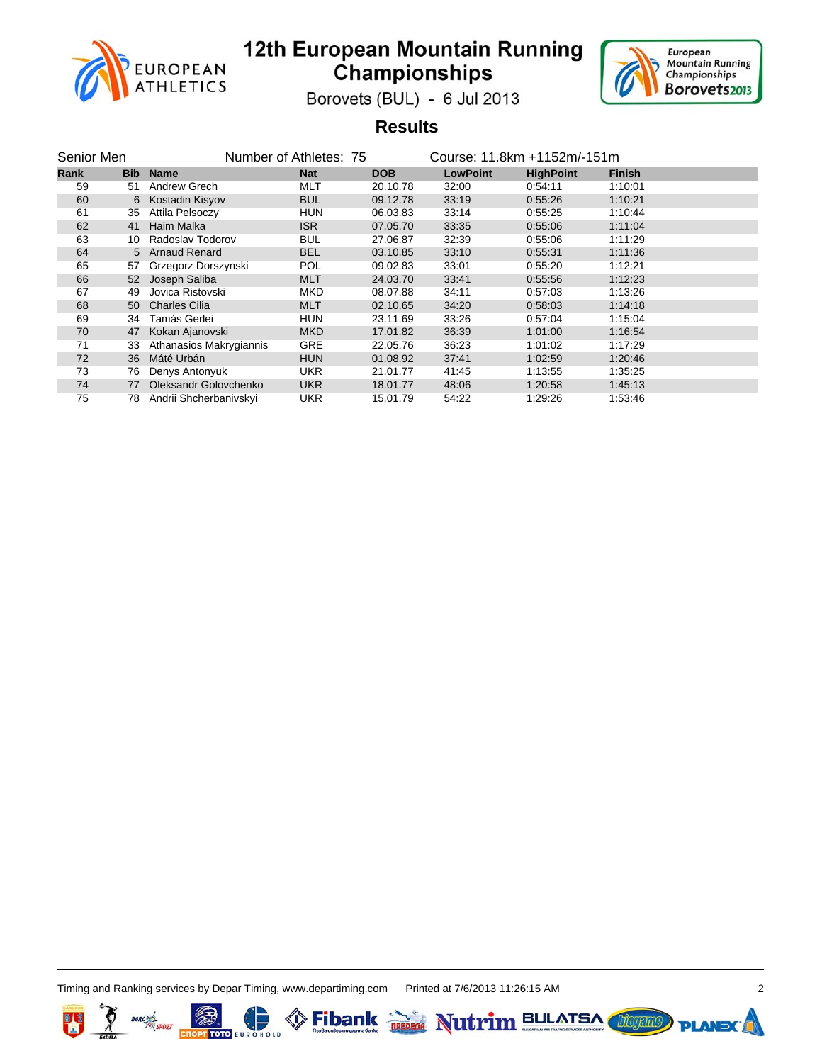# 12th European Mountain Running Championships

Borovets (BUL) - 6 Jul 2013

## Results

Senior Men — Number of Athletes: 75 — Course: 11.8km +1152m/-151m

| Rank | Bib | Name | Nat | DOB | LowPoint | HighPoint | Finish |
|---|---|---|---|---|---|---|---|
| 59 | 51 | Andrew Grech | MLT | 20.10.78 | 32:00 | 0:54:11 | 1:10:01 |
| 60 | 6 | Kostadin Kisyov | BUL | 09.12.78 | 33:19 | 0:55:26 | 1:10:21 |
| 61 | 35 | Attila Pelsoczy | HUN | 06.03.83 | 33:14 | 0:55:25 | 1:10:44 |
| 62 | 41 | Haim Malka | ISR | 07.05.70 | 33:35 | 0:55:06 | 1:11:04 |
| 63 | 10 | Radoslav Todorov | BUL | 27.06.87 | 32:39 | 0:55:06 | 1:11:29 |
| 64 | 5 | Arnaud Renard | BEL | 03.10.85 | 33:10 | 0:55:31 | 1:11:36 |
| 65 | 57 | Grzegorz Dorszynski | POL | 09.02.83 | 33:01 | 0:55:20 | 1:12:21 |
| 66 | 52 | Joseph Saliba | MLT | 24.03.70 | 33:41 | 0:55:56 | 1:12:23 |
| 67 | 49 | Jovica Ristovski | MKD | 08.07.88 | 34:11 | 0:57:03 | 1:13:26 |
| 68 | 50 | Charles Cilia | MLT | 02.10.65 | 34:20 | 0:58:03 | 1:14:18 |
| 69 | 34 | Tamás Gerlei | HUN | 23.11.69 | 33:26 | 0:57:04 | 1:15:04 |
| 70 | 47 | Kokan Ajanovski | MKD | 17.01.82 | 36:39 | 1:01:00 | 1:16:54 |
| 71 | 33 | Athanasios Makrygiannis | GRE | 22.05.76 | 36:23 | 1:01:02 | 1:17:29 |
| 72 | 36 | Máté Urbán | HUN | 01.08.92 | 37:41 | 1:02:59 | 1:20:46 |
| 73 | 76 | Denys Antonyuk | UKR | 21.01.77 | 41:45 | 1:13:55 | 1:35:25 |
| 74 | 77 | Oleksandr Golovchenko | UKR | 18.01.77 | 48:06 | 1:20:58 | 1:45:13 |
| 75 | 78 | Andrii Shcherbanivskyi | UKR | 15.01.79 | 54:22 | 1:29:26 | 1:53:46 |

Timing and Ranking services by Depar Timing, www.departiming.com Printed at 7/6/2013 11:26:15 AM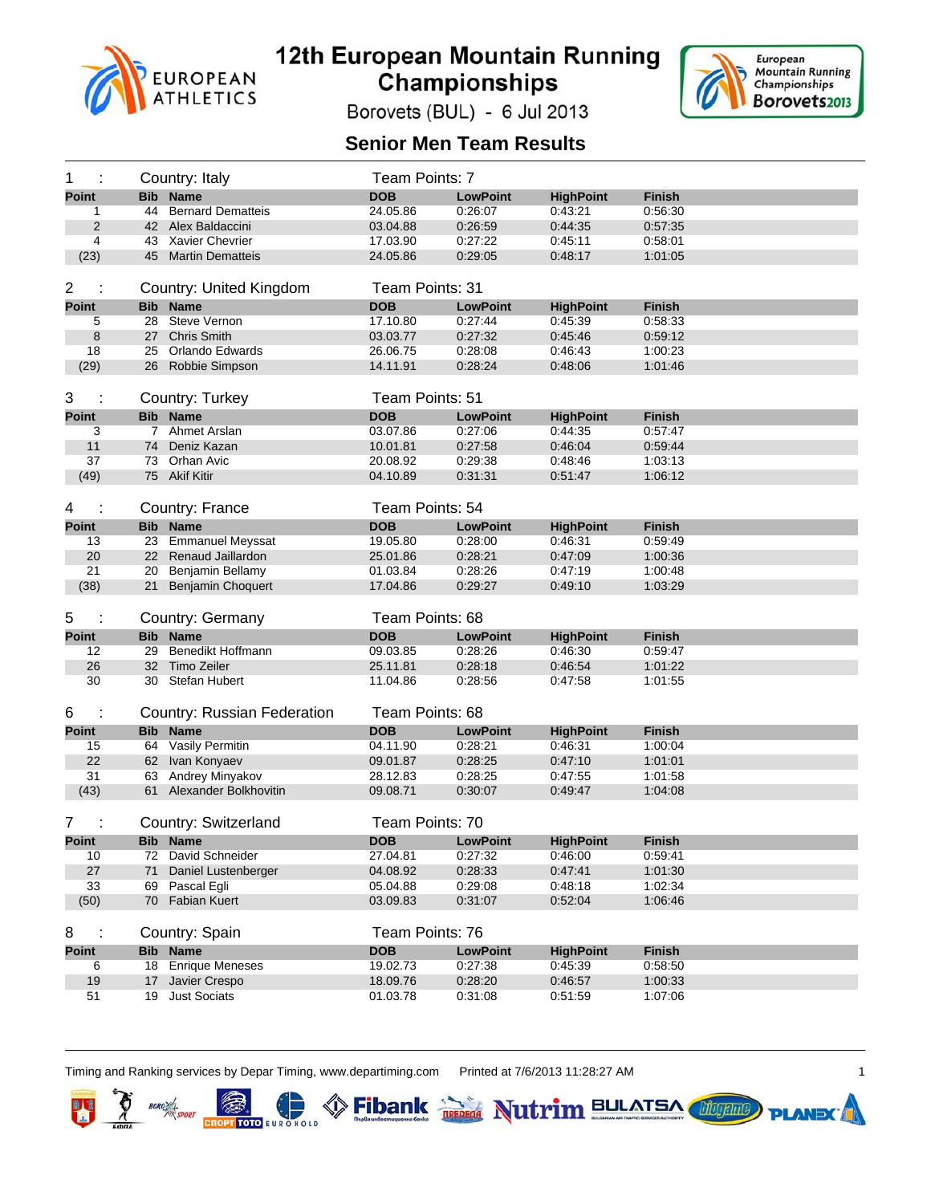# 12th European Mountain Running Championships

Borovets (BUL) - 6 Jul 2013

## Senior Men Team Results

### 1 : Country: Italy — Team Points: 7

| Point | Bib | Name | DOB | LowPoint | HighPoint | Finish |
|---|---|---|---|---|---|---|
| 1 | 44 | Bernard Dematteis | 24.05.86 | 0:26:07 | 0:43:21 | 0:56:30 |
| 2 | 42 | Alex Baldaccini | 03.04.88 | 0:26:59 | 0:44:35 | 0:57:35 |
| 4 | 43 | Xavier Chevrier | 17.03.90 | 0:27:22 | 0:45:11 | 0:58:01 |
| (23) | 45 | Martin Dematteis | 24.05.86 | 0:29:05 | 0:48:17 | 1:01:05 |

### 2 : Country: United Kingdom — Team Points: 31

| Point | Bib | Name | DOB | LowPoint | HighPoint | Finish |
|---|---|---|---|---|---|---|
| 5 | 28 | Steve Vernon | 17.10.80 | 0:27:44 | 0:45:39 | 0:58:33 |
| 8 | 27 | Chris Smith | 03.03.77 | 0:27:32 | 0:45:46 | 0:59:12 |
| 18 | 25 | Orlando Edwards | 26.06.75 | 0:28:08 | 0:46:43 | 1:00:23 |
| (29) | 26 | Robbie Simpson | 14.11.91 | 0:28:24 | 0:48:06 | 1:01:46 |

### 3 : Country: Turkey — Team Points: 51

| Point | Bib | Name | DOB | LowPoint | HighPoint | Finish |
|---|---|---|---|---|---|---|
| 3 | 7 | Ahmet Arslan | 03.07.86 | 0:27:06 | 0:44:35 | 0:57:47 |
| 11 | 74 | Deniz Kazan | 10.01.81 | 0:27:58 | 0:46:04 | 0:59:44 |
| 37 | 73 | Orhan Avic | 20.08.92 | 0:29:38 | 0:48:46 | 1:03:13 |
| (49) | 75 | Akif Kitir | 04.10.89 | 0:31:31 | 0:51:47 | 1:06:12 |

### 4 : Country: France — Team Points: 54

| Point | Bib | Name | DOB | LowPoint | HighPoint | Finish |
|---|---|---|---|---|---|---|
| 13 | 23 | Emmanuel Meyssat | 19.05.80 | 0:28:00 | 0:46:31 | 0:59:49 |
| 20 | 22 | Renaud Jaillardon | 25.01.86 | 0:28:21 | 0:47:09 | 1:00:36 |
| 21 | 20 | Benjamin Bellamy | 01.03.84 | 0:28:26 | 0:47:19 | 1:00:48 |
| (38) | 21 | Benjamin Choquert | 17.04.86 | 0:29:27 | 0:49:10 | 1:03:29 |

### 5 : Country: Germany — Team Points: 68

| Point | Bib | Name | DOB | LowPoint | HighPoint | Finish |
|---|---|---|---|---|---|---|
| 12 | 29 | Benedikt Hoffmann | 09.03.85 | 0:28:26 | 0:46:30 | 0:59:47 |
| 26 | 32 | Timo Zeiler | 25.11.81 | 0:28:18 | 0:46:54 | 1:01:22 |
| 30 | 30 | Stefan Hubert | 11.04.86 | 0:28:56 | 0:47:58 | 1:01:55 |

### 6 : Country: Russian Federation — Team Points: 68

| Point | Bib | Name | DOB | LowPoint | HighPoint | Finish |
|---|---|---|---|---|---|---|
| 15 | 64 | Vasily Permitin | 04.11.90 | 0:28:21 | 0:46:31 | 1:00:04 |
| 22 | 62 | Ivan Konyaev | 09.01.87 | 0:28:25 | 0:47:10 | 1:01:01 |
| 31 | 63 | Andrey Minyakov | 28.12.83 | 0:28:25 | 0:47:55 | 1:01:58 |
| (43) | 61 | Alexander Bolkhovitin | 09.08.71 | 0:30:07 | 0:49:47 | 1:04:08 |

### 7 : Country: Switzerland — Team Points: 70

| Point | Bib | Name | DOB | LowPoint | HighPoint | Finish |
|---|---|---|---|---|---|---|
| 10 | 72 | David Schneider | 27.04.81 | 0:27:32 | 0:46:00 | 0:59:41 |
| 27 | 71 | Daniel Lustenberger | 04.08.92 | 0:28:33 | 0:47:41 | 1:01:30 |
| 33 | 69 | Pascal Egli | 05.04.88 | 0:29:08 | 0:48:18 | 1:02:34 |
| (50) | 70 | Fabian Kuert | 03.09.83 | 0:31:07 | 0:52:04 | 1:06:46 |

### 8 : Country: Spain — Team Points: 76

| Point | Bib | Name | DOB | LowPoint | HighPoint | Finish |
|---|---|---|---|---|---|---|
| 6 | 18 | Enrique Meneses | 19.02.73 | 0:27:38 | 0:45:39 | 0:58:50 |
| 19 | 17 | Javier Crespo | 18.09.76 | 0:28:20 | 0:46:57 | 1:00:33 |
| 51 | 19 | Just Sociats | 01.03.78 | 0:31:08 | 0:51:59 | 1:07:06 |

Timing and Ranking services by Depar Timing, www.departiming.com Printed at 7/6/2013 11:28:27 AM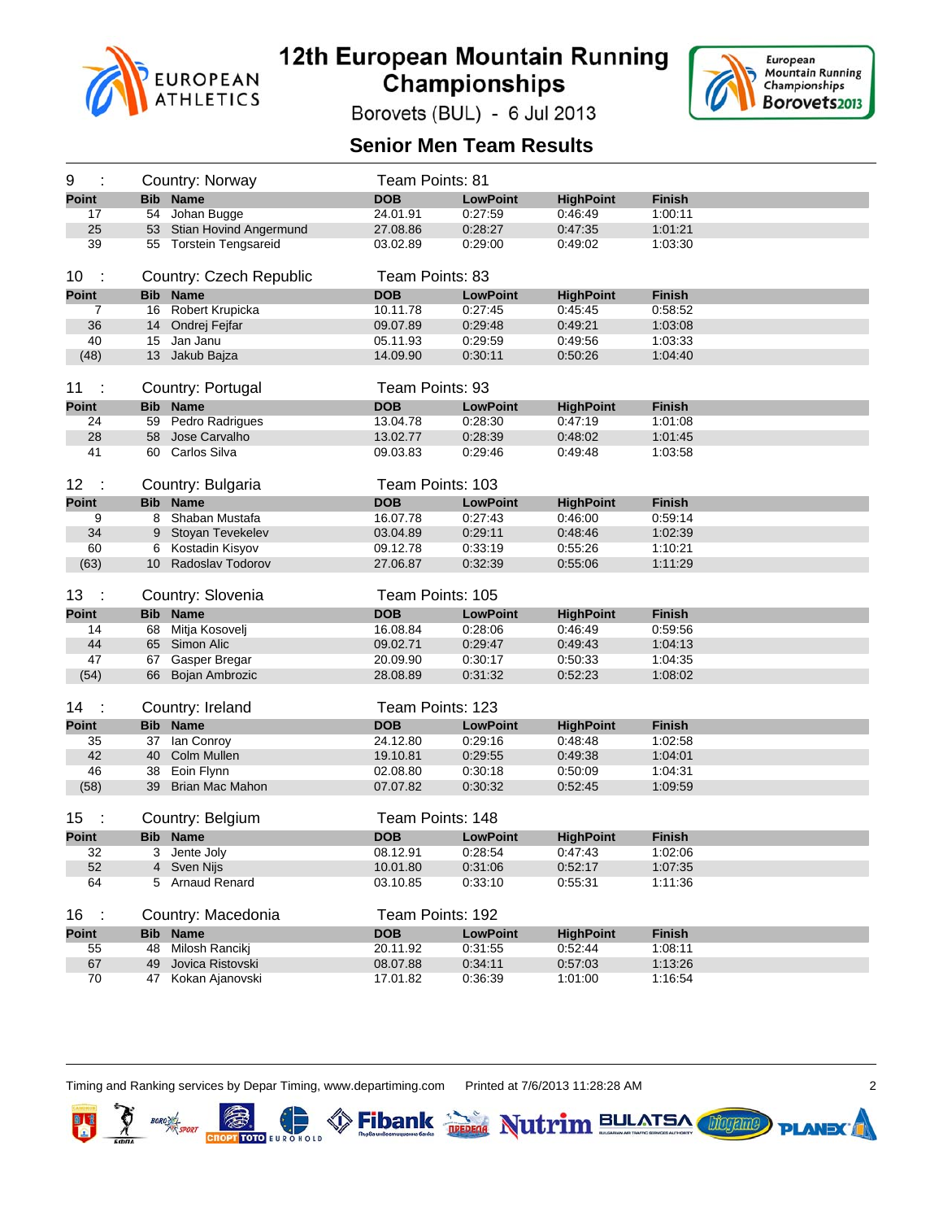# 12th European Mountain Running Championships

Borovets (BUL) - 6 Jul 2013

## Senior Men Team Results

### 9 : Country: Norway — Team Points: 81

| Point | Bib | Name | DOB | LowPoint | HighPoint | Finish |
|---|---|---|---|---|---|---|
| 17 | 54 | Johan Bugge | 24.01.91 | 0:27:59 | 0:46:49 | 1:00:11 |
| 25 | 53 | Stian Hovind Angermund | 27.08.86 | 0:28:27 | 0:47:35 | 1:01:21 |
| 39 | 55 | Torstein Tengsareid | 03.02.89 | 0:29:00 | 0:49:02 | 1:03:30 |

### 10 : Country: Czech Republic — Team Points: 83

| Point | Bib | Name | DOB | LowPoint | HighPoint | Finish |
|---|---|---|---|---|---|---|
| 7 | 16 | Robert Krupicka | 10.11.78 | 0:27:45 | 0:45:45 | 0:58:52 |
| 36 | 14 | Ondrej Fejfar | 09.07.89 | 0:29:48 | 0:49:21 | 1:03:08 |
| 40 | 15 | Jan Janu | 05.11.93 | 0:29:59 | 0:49:56 | 1:03:33 |
| (48) | 13 | Jakub Bajza | 14.09.90 | 0:30:11 | 0:50:26 | 1:04:40 |

### 11 : Country: Portugal — Team Points: 93

| Point | Bib | Name | DOB | LowPoint | HighPoint | Finish |
|---|---|---|---|---|---|---|
| 24 | 59 | Pedro Radrigues | 13.04.78 | 0:28:30 | 0:47:19 | 1:01:08 |
| 28 | 58 | Jose Carvalho | 13.02.77 | 0:28:39 | 0:48:02 | 1:01:45 |
| 41 | 60 | Carlos Silva | 09.03.83 | 0:29:46 | 0:49:48 | 1:03:58 |

### 12 : Country: Bulgaria — Team Points: 103

| Point | Bib | Name | DOB | LowPoint | HighPoint | Finish |
|---|---|---|---|---|---|---|
| 9 | 8 | Shaban Mustafa | 16.07.78 | 0:27:43 | 0:46:00 | 0:59:14 |
| 34 | 9 | Stoyan Tevekelev | 03.04.89 | 0:29:11 | 0:48:46 | 1:02:39 |
| 60 | 6 | Kostadin Kisyov | 09.12.78 | 0:33:19 | 0:55:26 | 1:10:21 |
| (63) | 10 | Radoslav Todorov | 27.06.87 | 0:32:39 | 0:55:06 | 1:11:29 |

### 13 : Country: Slovenia — Team Points: 105

| Point | Bib | Name | DOB | LowPoint | HighPoint | Finish |
|---|---|---|---|---|---|---|
| 14 | 68 | Mitja Kosovelj | 16.08.84 | 0:28:06 | 0:46:49 | 0:59:56 |
| 44 | 65 | Simon Alic | 09.02.72 | 0:29:47 | 0:49:43 | 1:04:13 |
| 47 | 67 | Gasper Bregar | 20.09.90 | 0:30:17 | 0:50:33 | 1:04:35 |
| (54) | 66 | Bojan Ambrozic | 28.08.89 | 0:31:32 | 0:52:23 | 1:08:02 |

### 14 : Country: Ireland — Team Points: 123

| Point | Bib | Name | DOB | LowPoint | HighPoint | Finish |
|---|---|---|---|---|---|---|
| 35 | 37 | Ian Conroy | 24.12.80 | 0:29:16 | 0:48:48 | 1:02:58 |
| 42 | 40 | Colm Mullen | 19.10.81 | 0:29:55 | 0:49:38 | 1:04:01 |
| 46 | 38 | Eoin Flynn | 02.08.80 | 0:30:18 | 0:50:09 | 1:04:31 |
| (58) | 39 | Brian Mac Mahon | 07.07.82 | 0:30:32 | 0:52:45 | 1:09:59 |

### 15 : Country: Belgium — Team Points: 148

| Point | Bib | Name | DOB | LowPoint | HighPoint | Finish |
|---|---|---|---|---|---|---|
| 32 | 3 | Jente Joly | 08.12.91 | 0:28:54 | 0:47:43 | 1:02:06 |
| 52 | 4 | Sven Nijs | 10.01.80 | 0:31:06 | 0:52:17 | 1:07:35 |
| 64 | 5 | Arnaud Renard | 03.10.85 | 0:33:10 | 0:55:31 | 1:11:36 |

### 16 : Country: Macedonia — Team Points: 192

| Point | Bib | Name | DOB | LowPoint | HighPoint | Finish |
|---|---|---|---|---|---|---|
| 55 | 48 | Milosh Rancikj | 20.11.92 | 0:31:55 | 0:52:44 | 1:08:11 |
| 67 | 49 | Jovica Ristovski | 08.07.88 | 0:34:11 | 0:57:03 | 1:13:26 |
| 70 | 47 | Kokan Ajanovski | 17.01.82 | 0:36:39 | 1:01:00 | 1:16:54 |

Timing and Ranking services by Depar Timing, www.departiming.com    Printed at 7/6/2013 11:28:28 AM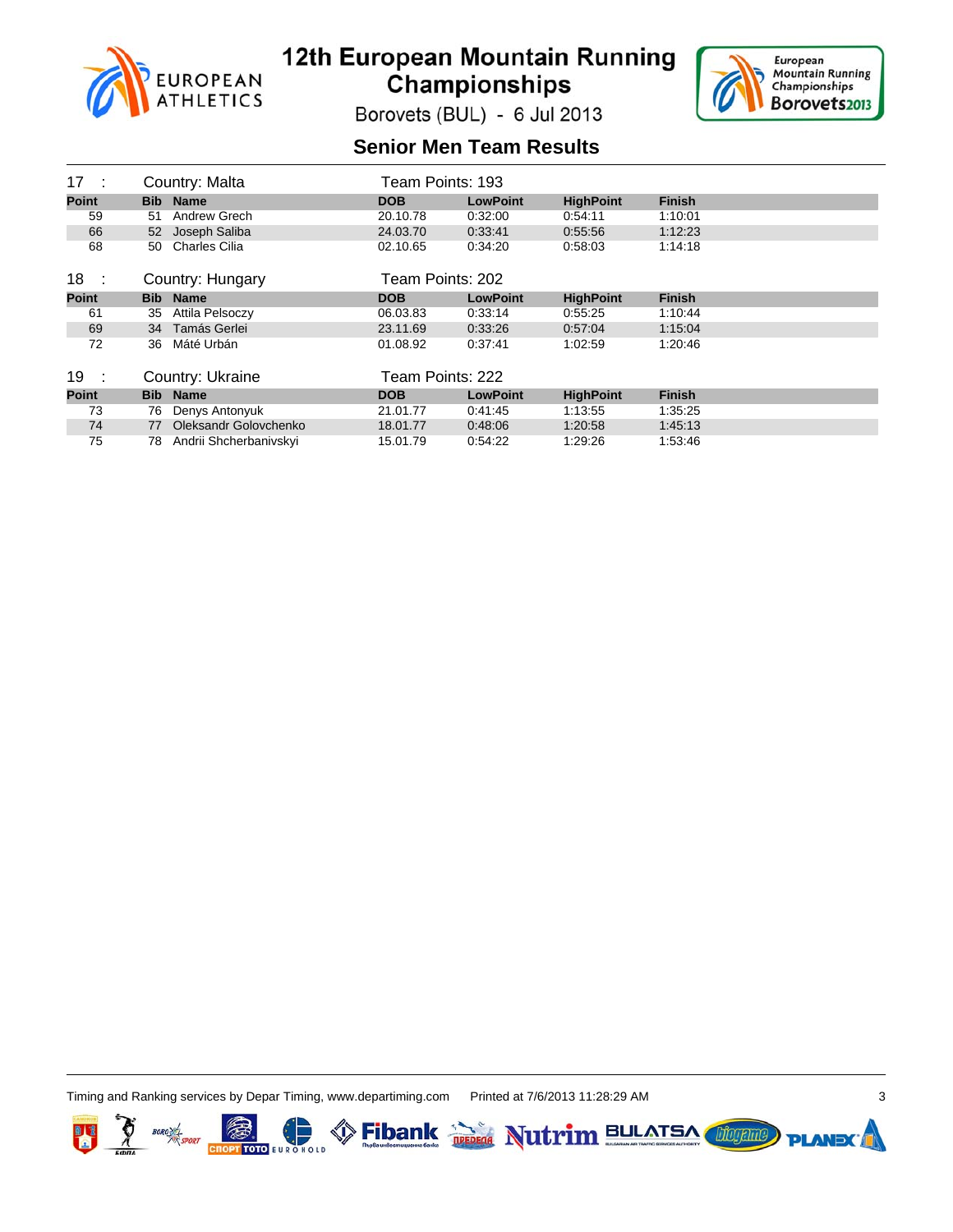# 12th European Mountain Running Championships

Borovets (BUL) - 6 Jul 2013

## Senior Men Team Results

**17 : Country: Malta — Team Points: 193**

| Point | Bib | Name | DOB | LowPoint | HighPoint | Finish |
|---|---|---|---|---|---|---|
| 59 | 51 | Andrew Grech | 20.10.78 | 0:32:00 | 0:54:11 | 1:10:01 |
| 66 | 52 | Joseph Saliba | 24.03.70 | 0:33:41 | 0:55:56 | 1:12:23 |
| 68 | 50 | Charles Cilia | 02.10.65 | 0:34:20 | 0:58:03 | 1:14:18 |

**18 : Country: Hungary — Team Points: 202**

| Point | Bib | Name | DOB | LowPoint | HighPoint | Finish |
|---|---|---|---|---|---|---|
| 61 | 35 | Attila Pelsoczy | 06.03.83 | 0:33:14 | 0:55:25 | 1:10:44 |
| 69 | 34 | Tamás Gerlei | 23.11.69 | 0:33:26 | 0:57:04 | 1:15:04 |
| 72 | 36 | Máté Urbán | 01.08.92 | 0:37:41 | 1:02:59 | 1:20:46 |

**19 : Country: Ukraine — Team Points: 222**

| Point | Bib | Name | DOB | LowPoint | HighPoint | Finish |
|---|---|---|---|---|---|---|
| 73 | 76 | Denys Antonyuk | 21.01.77 | 0:41:45 | 1:13:55 | 1:35:25 |
| 74 | 77 | Oleksandr Golovchenko | 18.01.77 | 0:48:06 | 1:20:58 | 1:45:13 |
| 75 | 78 | Andrii Shcherbanivskyi | 15.01.79 | 0:54:22 | 1:29:26 | 1:53:46 |

Timing and Ranking services by Depar Timing, www.departiming.com Printed at 7/6/2013 11:28:29 AM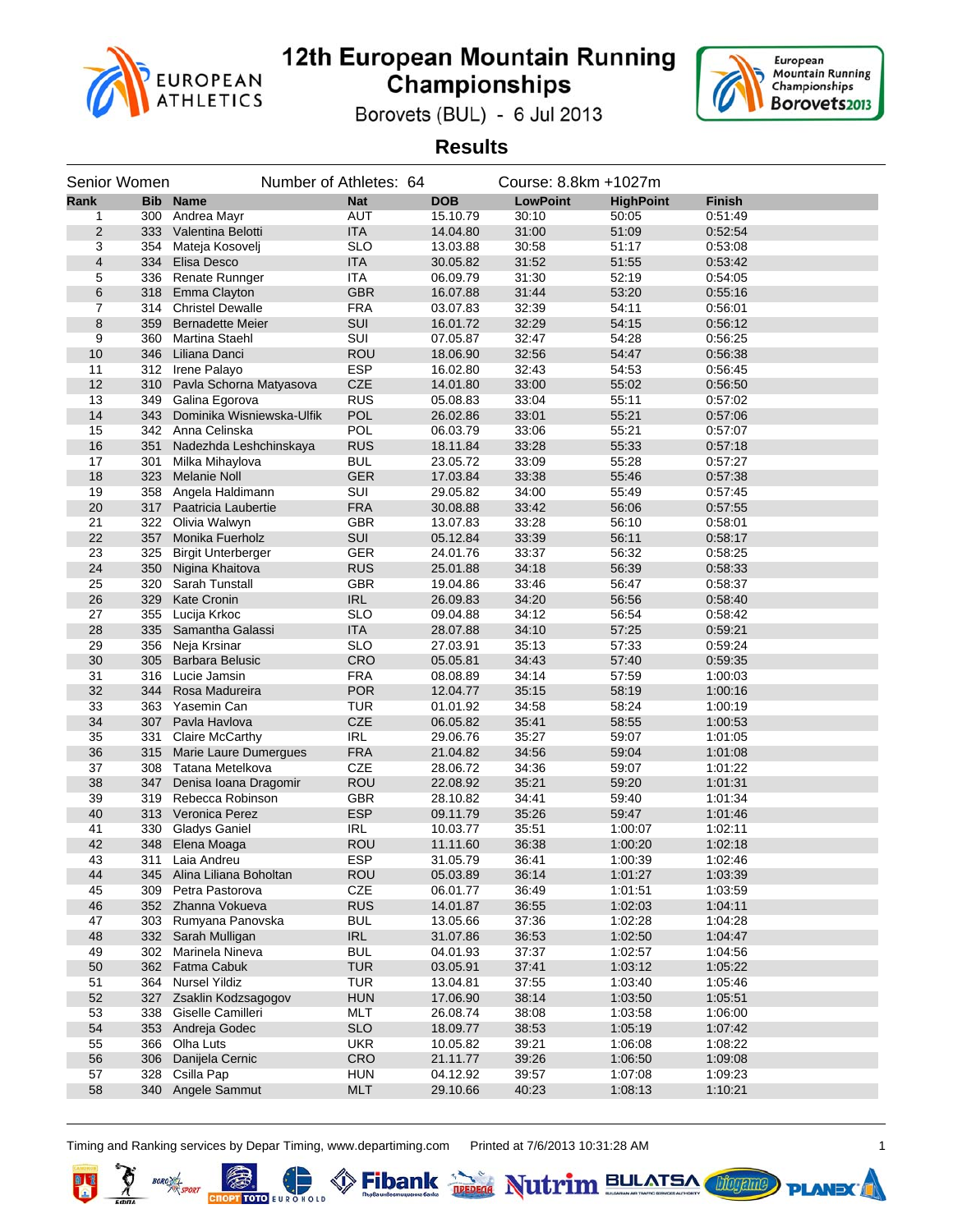# 12th European Mountain Running Championships

Borovets (BUL) - 6 Jul 2013

## Results

Senior Women — Number of Athletes: 64 — Course: 8.8km +1027m

| Rank | Bib | Name | Nat | DOB | LowPoint | HighPoint | Finish |
|---|---|---|---|---|---|---|---|
| 1 | 300 | Andrea Mayr | AUT | 15.10.79 | 30:10 | 50:05 | 0:51:49 |
| 2 | 333 | Valentina Belotti | ITA | 14.04.80 | 31:00 | 51:09 | 0:52:54 |
| 3 | 354 | Mateja Kosovelj | SLO | 13.03.88 | 30:58 | 51:17 | 0:53:08 |
| 4 | 334 | Elisa Desco | ITA | 30.05.82 | 31:52 | 51:55 | 0:53:42 |
| 5 | 336 | Renate Runnger | ITA | 06.09.79 | 31:30 | 52:19 | 0:54:05 |
| 6 | 318 | Emma Clayton | GBR | 16.07.88 | 31:44 | 53:20 | 0:55:16 |
| 7 | 314 | Christel Dewalle | FRA | 03.07.83 | 32:39 | 54:11 | 0:56:01 |
| 8 | 359 | Bernadette Meier | SUI | 16.01.72 | 32:29 | 54:15 | 0:56:12 |
| 9 | 360 | Martina Staehl | SUI | 07.05.87 | 32:47 | 54:28 | 0:56:25 |
| 10 | 346 | Liliana Danci | ROU | 18.06.90 | 32:56 | 54:47 | 0:56:38 |
| 11 | 312 | Irene Palayo | ESP | 16.02.80 | 32:43 | 54:53 | 0:56:45 |
| 12 | 310 | Pavla Schorna Matyasova | CZE | 14.01.80 | 33:00 | 55:02 | 0:56:50 |
| 13 | 349 | Galina Egorova | RUS | 05.08.83 | 33:04 | 55:11 | 0:57:02 |
| 14 | 343 | Dominika Wisniewska-Ulfik | POL | 26.02.86 | 33:01 | 55:21 | 0:57:06 |
| 15 | 342 | Anna Celinska | POL | 06.03.79 | 33:06 | 55:21 | 0:57:07 |
| 16 | 351 | Nadezhda Leshchinskaya | RUS | 18.11.84 | 33:28 | 55:33 | 0:57:18 |
| 17 | 301 | Milka Mihaylova | BUL | 23.05.72 | 33:09 | 55:28 | 0:57:27 |
| 18 | 323 | Melanie Noll | GER | 17.03.84 | 33:38 | 55:46 | 0:57:38 |
| 19 | 358 | Angela Haldimann | SUI | 29.05.82 | 34:00 | 55:49 | 0:57:45 |
| 20 | 317 | Paatricia Laubertie | FRA | 30.08.88 | 33:42 | 56:06 | 0:57:55 |
| 21 | 322 | Olivia Walwyn | GBR | 13.07.83 | 33:28 | 56:10 | 0:58:01 |
| 22 | 357 | Monika Fuerholz | SUI | 05.12.84 | 33:39 | 56:11 | 0:58:17 |
| 23 | 325 | Birgit Unterberger | GER | 24.01.76 | 33:37 | 56:32 | 0:58:25 |
| 24 | 350 | Nigina Khaitova | RUS | 25.01.88 | 34:18 | 56:39 | 0:58:33 |
| 25 | 320 | Sarah Tunstall | GBR | 19.04.86 | 33:46 | 56:47 | 0:58:37 |
| 26 | 329 | Kate Cronin | IRL | 26.09.83 | 34:20 | 56:56 | 0:58:40 |
| 27 | 355 | Lucija Krkoc | SLO | 09.04.88 | 34:12 | 56:54 | 0:58:42 |
| 28 | 335 | Samantha Galassi | ITA | 28.07.88 | 34:10 | 57:25 | 0:59:21 |
| 29 | 356 | Neja Krsinar | SLO | 27.03.91 | 35:13 | 57:33 | 0:59:24 |
| 30 | 305 | Barbara Belusic | CRO | 05.05.81 | 34:43 | 57:40 | 0:59:35 |
| 31 | 316 | Lucie Jamsin | FRA | 08.08.89 | 34:14 | 57:59 | 1:00:03 |
| 32 | 344 | Rosa Madureira | POR | 12.04.77 | 35:15 | 58:19 | 1:00:16 |
| 33 | 363 | Yasemin Can | TUR | 01.01.92 | 34:58 | 58:24 | 1:00:19 |
| 34 | 307 | Pavla Havlova | CZE | 06.05.82 | 35:41 | 58:55 | 1:00:53 |
| 35 | 331 | Claire McCarthy | IRL | 29.06.76 | 35:27 | 59:07 | 1:01:05 |
| 36 | 315 | Marie Laure Dumergues | FRA | 21.04.82 | 34:56 | 59:04 | 1:01:08 |
| 37 | 308 | Tatana Metelkova | CZE | 28.06.72 | 34:36 | 59:07 | 1:01:22 |
| 38 | 347 | Denisa Ioana Dragomir | ROU | 22.08.92 | 35:21 | 59:20 | 1:01:31 |
| 39 | 319 | Rebecca Robinson | GBR | 28.10.82 | 34:41 | 59:40 | 1:01:34 |
| 40 | 313 | Veronica Perez | ESP | 09.11.79 | 35:26 | 59:47 | 1:01:46 |
| 41 | 330 | Gladys Ganiel | IRL | 10.03.77 | 35:51 | 1:00:07 | 1:02:11 |
| 42 | 348 | Elena Moaga | ROU | 11.11.60 | 36:38 | 1:00:20 | 1:02:18 |
| 43 | 311 | Laia Andreu | ESP | 31.05.79 | 36:41 | 1:00:39 | 1:02:46 |
| 44 | 345 | Alina Liliana Boholtan | ROU | 05.03.89 | 36:14 | 1:01:27 | 1:03:39 |
| 45 | 309 | Petra Pastorova | CZE | 06.01.77 | 36:49 | 1:01:51 | 1:03:59 |
| 46 | 352 | Zhanna Vokueva | RUS | 14.01.87 | 36:55 | 1:02:03 | 1:04:11 |
| 47 | 303 | Rumyana Panovska | BUL | 13.05.66 | 37:36 | 1:02:28 | 1:04:28 |
| 48 | 332 | Sarah Mulligan | IRL | 31.07.86 | 36:53 | 1:02:50 | 1:04:47 |
| 49 | 302 | Marinela Nineva | BUL | 04.01.93 | 37:37 | 1:02:57 | 1:04:56 |
| 50 | 362 | Fatma Cabuk | TUR | 03.05.91 | 37:41 | 1:03:12 | 1:05:22 |
| 51 | 364 | Nursel Yildiz | TUR | 13.04.81 | 37:55 | 1:03:40 | 1:05:46 |
| 52 | 327 | Zsaklin Kodzsagogov | HUN | 17.06.90 | 38:14 | 1:03:50 | 1:05:51 |
| 53 | 338 | Giselle Camilleri | MLT | 26.08.74 | 38:08 | 1:03:58 | 1:06:00 |
| 54 | 353 | Andreja Godec | SLO | 18.09.77 | 38:53 | 1:05:19 | 1:07:42 |
| 55 | 366 | Olha Luts | UKR | 10.05.82 | 39:21 | 1:06:08 | 1:08:22 |
| 56 | 306 | Danijela Cernic | CRO | 21.11.77 | 39:26 | 1:06:50 | 1:09:08 |
| 57 | 328 | Csilla Pap | HUN | 04.12.92 | 39:57 | 1:07:08 | 1:09:23 |
| 58 | 340 | Angele Sammut | MLT | 29.10.66 | 40:23 | 1:08:13 | 1:10:21 |

Timing and Ranking services by Depar Timing, www.departiming.com — Printed at 7/6/2013 10:31:28 AM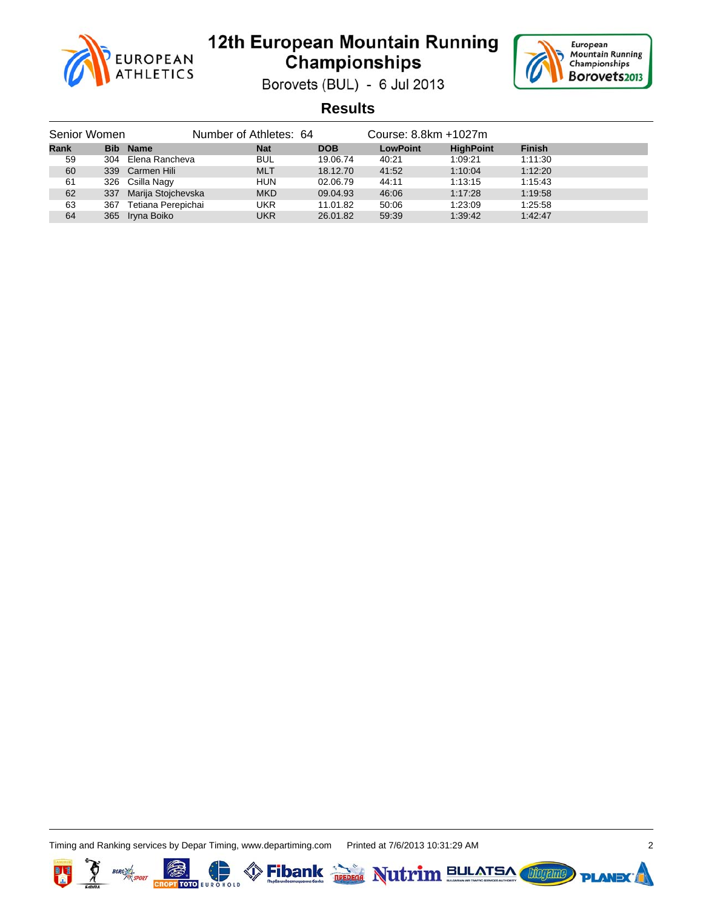# 12th European Mountain Running Championships

Borovets (BUL) - 6 Jul 2013

## Results

Senior Women — Number of Athletes: 64 — Course: 8.8km +1027m

| Rank | Bib | Name | Nat | DOB | LowPoint | HighPoint | Finish |
|---|---|---|---|---|---|---|---|
| 59 | 304 | Elena Rancheva | BUL | 19.06.74 | 40:21 | 1:09:21 | 1:11:30 |
| 60 | 339 | Carmen Hili | MLT | 18.12.70 | 41:52 | 1:10:04 | 1:12:20 |
| 61 | 326 | Csilla Nagy | HUN | 02.06.79 | 44:11 | 1:13:15 | 1:15:43 |
| 62 | 337 | Marija Stojchevska | MKD | 09.04.93 | 46:06 | 1:17:28 | 1:19:58 |
| 63 | 367 | Tetiana Perepichai | UKR | 11.01.82 | 50:06 | 1:23:09 | 1:25:58 |
| 64 | 365 | Iryna Boiko | UKR | 26.01.82 | 59:39 | 1:39:42 | 1:42:47 |

Timing and Ranking services by Depar Timing, www.departiming.com Printed at 7/6/2013 10:31:29 AM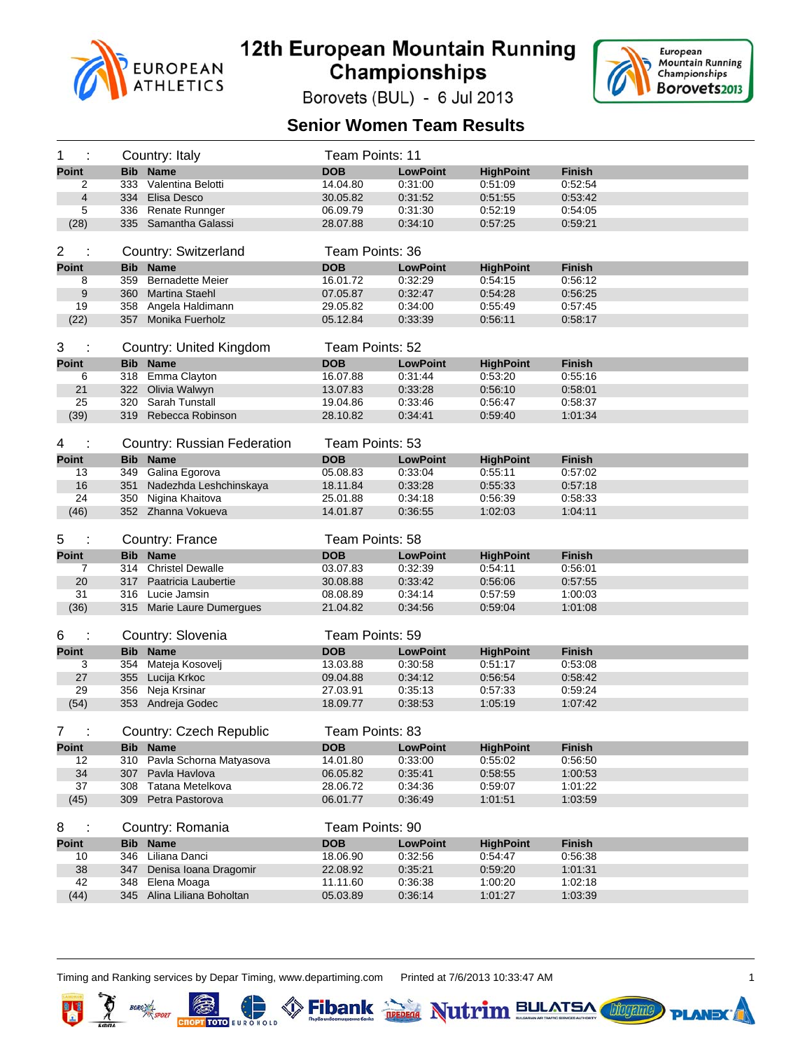# 12th European Mountain Running Championships

Borovets (BUL) - 6 Jul 2013

## Senior Women Team Results

**1 : Country: Italy — Team Points: 11**

| Point | Bib | Name | DOB | LowPoint | HighPoint | Finish |
|---|---|---|---|---|---|---|
| 2 | 333 | Valentina Belotti | 14.04.80 | 0:31:00 | 0:51:09 | 0:52:54 |
| 4 | 334 | Elisa Desco | 30.05.82 | 0:31:52 | 0:51:55 | 0:53:42 |
| 5 | 336 | Renate Runnger | 06.09.79 | 0:31:30 | 0:52:19 | 0:54:05 |
| (28) | 335 | Samantha Galassi | 28.07.88 | 0:34:10 | 0:57:25 | 0:59:21 |

**2 : Country: Switzerland — Team Points: 36**

| Point | Bib | Name | DOB | LowPoint | HighPoint | Finish |
|---|---|---|---|---|---|---|
| 8 | 359 | Bernadette Meier | 16.01.72 | 0:32:29 | 0:54:15 | 0:56:12 |
| 9 | 360 | Martina Staehl | 07.05.87 | 0:32:47 | 0:54:28 | 0:56:25 |
| 19 | 358 | Angela Haldimann | 29.05.82 | 0:34:00 | 0:55:49 | 0:57:45 |
| (22) | 357 | Monika Fuerholz | 05.12.84 | 0:33:39 | 0:56:11 | 0:58:17 |

**3 : Country: United Kingdom — Team Points: 52**

| Point | Bib | Name | DOB | LowPoint | HighPoint | Finish |
|---|---|---|---|---|---|---|
| 6 | 318 | Emma Clayton | 16.07.88 | 0:31:44 | 0:53:20 | 0:55:16 |
| 21 | 322 | Olivia Walwyn | 13.07.83 | 0:33:28 | 0:56:10 | 0:58:01 |
| 25 | 320 | Sarah Tunstall | 19.04.86 | 0:33:46 | 0:56:47 | 0:58:37 |
| (39) | 319 | Rebecca Robinson | 28.10.82 | 0:34:41 | 0:59:40 | 1:01:34 |

**4 : Country: Russian Federation — Team Points: 53**

| Point | Bib | Name | DOB | LowPoint | HighPoint | Finish |
|---|---|---|---|---|---|---|
| 13 | 349 | Galina Egorova | 05.08.83 | 0:33:04 | 0:55:11 | 0:57:02 |
| 16 | 351 | Nadezhda Leshchinskaya | 18.11.84 | 0:33:28 | 0:55:33 | 0:57:18 |
| 24 | 350 | Nigina Khaitova | 25.01.88 | 0:34:18 | 0:56:39 | 0:58:33 |
| (46) | 352 | Zhanna Vokueva | 14.01.87 | 0:36:55 | 1:02:03 | 1:04:11 |

**5 : Country: France — Team Points: 58**

| Point | Bib | Name | DOB | LowPoint | HighPoint | Finish |
|---|---|---|---|---|---|---|
| 7 | 314 | Christel Dewalle | 03.07.83 | 0:32:39 | 0:54:11 | 0:56:01 |
| 20 | 317 | Paatricia Laubertie | 30.08.88 | 0:33:42 | 0:56:06 | 0:57:55 |
| 31 | 316 | Lucie Jamsin | 08.08.89 | 0:34:14 | 0:57:59 | 1:00:03 |
| (36) | 315 | Marie Laure Dumergues | 21.04.82 | 0:34:56 | 0:59:04 | 1:01:08 |

**6 : Country: Slovenia — Team Points: 59**

| Point | Bib | Name | DOB | LowPoint | HighPoint | Finish |
|---|---|---|---|---|---|---|
| 3 | 354 | Mateja Kosovelj | 13.03.88 | 0:30:58 | 0:51:17 | 0:53:08 |
| 27 | 355 | Lucija Krkoc | 09.04.88 | 0:34:12 | 0:56:54 | 0:58:42 |
| 29 | 356 | Neja Krsinar | 27.03.91 | 0:35:13 | 0:57:33 | 0:59:24 |
| (54) | 353 | Andreja Godec | 18.09.77 | 0:38:53 | 1:05:19 | 1:07:42 |

**7 : Country: Czech Republic — Team Points: 83**

| Point | Bib | Name | DOB | LowPoint | HighPoint | Finish |
|---|---|---|---|---|---|---|
| 12 | 310 | Pavla Schorna Matyasova | 14.01.80 | 0:33:00 | 0:55:02 | 0:56:50 |
| 34 | 307 | Pavla Havlova | 06.05.82 | 0:35:41 | 0:58:55 | 1:00:53 |
| 37 | 308 | Tatana Metelkova | 28.06.72 | 0:34:36 | 0:59:07 | 1:01:22 |
| (45) | 309 | Petra Pastorova | 06.01.77 | 0:36:49 | 1:01:51 | 1:03:59 |

**8 : Country: Romania — Team Points: 90**

| Point | Bib | Name | DOB | LowPoint | HighPoint | Finish |
|---|---|---|---|---|---|---|
| 10 | 346 | Liliana Danci | 18.06.90 | 0:32:56 | 0:54:47 | 0:56:38 |
| 38 | 347 | Denisa Ioana Dragomir | 22.08.92 | 0:35:21 | 0:59:20 | 1:01:31 |
| 42 | 348 | Elena Moaga | 11.11.60 | 0:36:38 | 1:00:20 | 1:02:18 |
| (44) | 345 | Alina Liliana Boholtan | 05.03.89 | 0:36:14 | 1:01:27 | 1:03:39 |

Timing and Ranking services by Depar Timing, www.departiming.com    Printed at 7/6/2013 10:33:47 AM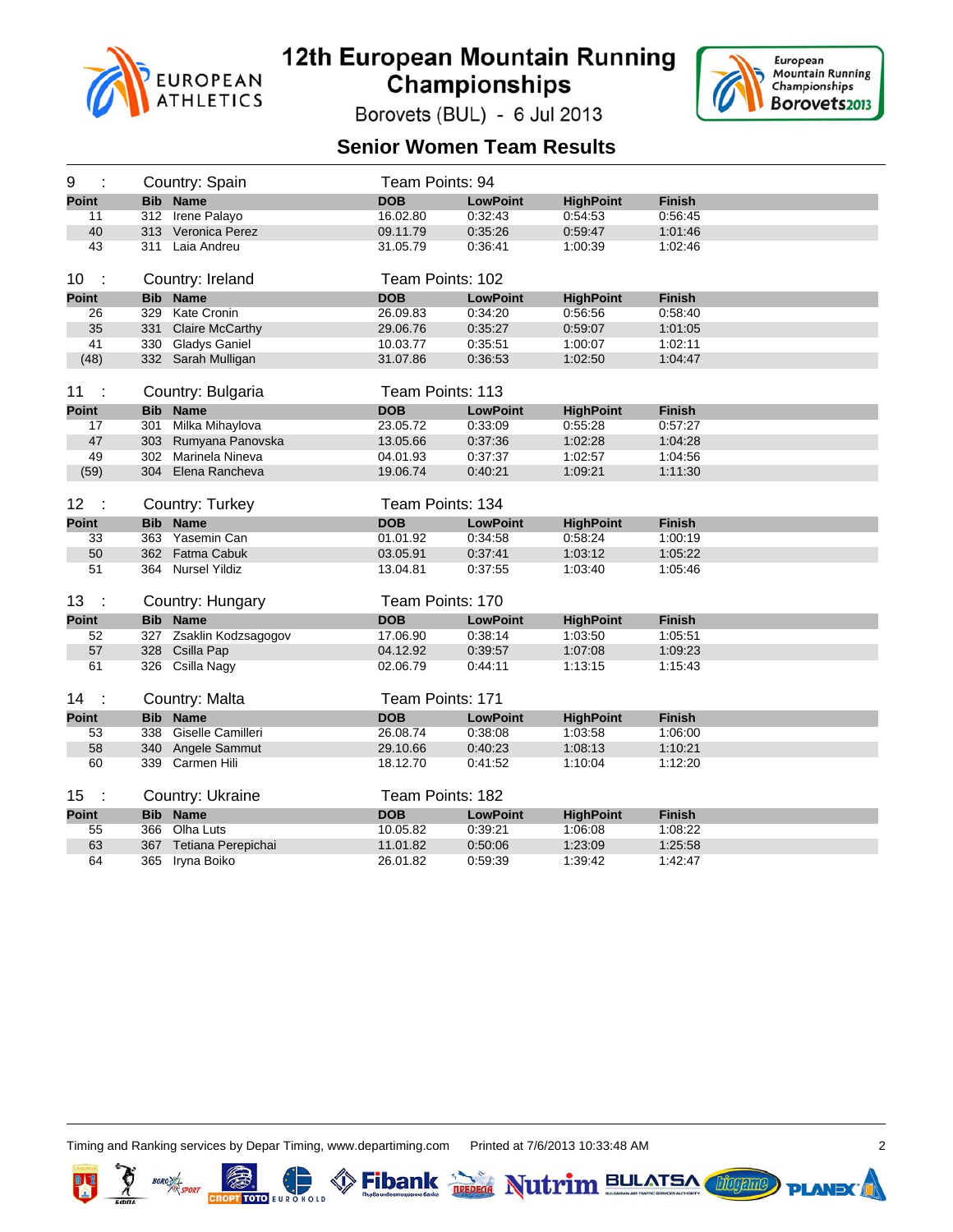# 12th European Mountain Running Championships

Borovets (BUL) - 6 Jul 2013

## Senior Women Team Results

### 9 : Country: Spain — Team Points: 94

| Point | Bib | Name | DOB | LowPoint | HighPoint | Finish |
|---|---|---|---|---|---|---|
| 11 | 312 | Irene Palayo | 16.02.80 | 0:32:43 | 0:54:53 | 0:56:45 |
| 40 | 313 | Veronica Perez | 09.11.79 | 0:35:26 | 0:59:47 | 1:01:46 |
| 43 | 311 | Laia Andreu | 31.05.79 | 0:36:41 | 1:00:39 | 1:02:46 |

### 10 : Country: Ireland — Team Points: 102

| Point | Bib | Name | DOB | LowPoint | HighPoint | Finish |
|---|---|---|---|---|---|---|
| 26 | 329 | Kate Cronin | 26.09.83 | 0:34:20 | 0:56:56 | 0:58:40 |
| 35 | 331 | Claire McCarthy | 29.06.76 | 0:35:27 | 0:59:07 | 1:01:05 |
| 41 | 330 | Gladys Ganiel | 10.03.77 | 0:35:51 | 1:00:07 | 1:02:11 |
| (48) | 332 | Sarah Mulligan | 31.07.86 | 0:36:53 | 1:02:50 | 1:04:47 |

### 11 : Country: Bulgaria — Team Points: 113

| Point | Bib | Name | DOB | LowPoint | HighPoint | Finish |
|---|---|---|---|---|---|---|
| 17 | 301 | Milka Mihaylova | 23.05.72 | 0:33:09 | 0:55:28 | 0:57:27 |
| 47 | 303 | Rumyana Panovska | 13.05.66 | 0:37:36 | 1:02:28 | 1:04:28 |
| 49 | 302 | Marinela Nineva | 04.01.93 | 0:37:37 | 1:02:57 | 1:04:56 |
| (59) | 304 | Elena Rancheva | 19.06.74 | 0:40:21 | 1:09:21 | 1:11:30 |

### 12 : Country: Turkey — Team Points: 134

| Point | Bib | Name | DOB | LowPoint | HighPoint | Finish |
|---|---|---|---|---|---|---|
| 33 | 363 | Yasemin Can | 01.01.92 | 0:34:58 | 0:58:24 | 1:00:19 |
| 50 | 362 | Fatma Cabuk | 03.05.91 | 0:37:41 | 1:03:12 | 1:05:22 |
| 51 | 364 | Nursel Yildiz | 13.04.81 | 0:37:55 | 1:03:40 | 1:05:46 |

### 13 : Country: Hungary — Team Points: 170

| Point | Bib | Name | DOB | LowPoint | HighPoint | Finish |
|---|---|---|---|---|---|---|
| 52 | 327 | Zsaklin Kodzsagogov | 17.06.90 | 0:38:14 | 1:03:50 | 1:05:51 |
| 57 | 328 | Csilla Pap | 04.12.92 | 0:39:57 | 1:07:08 | 1:09:23 |
| 61 | 326 | Csilla Nagy | 02.06.79 | 0:44:11 | 1:13:15 | 1:15:43 |

### 14 : Country: Malta — Team Points: 171

| Point | Bib | Name | DOB | LowPoint | HighPoint | Finish |
|---|---|---|---|---|---|---|
| 53 | 338 | Giselle Camilleri | 26.08.74 | 0:38:08 | 1:03:58 | 1:06:00 |
| 58 | 340 | Angele Sammut | 29.10.66 | 0:40:23 | 1:08:13 | 1:10:21 |
| 60 | 339 | Carmen Hili | 18.12.70 | 0:41:52 | 1:10:04 | 1:12:20 |

### 15 : Country: Ukraine — Team Points: 182

| Point | Bib | Name | DOB | LowPoint | HighPoint | Finish |
|---|---|---|---|---|---|---|
| 55 | 366 | Olha Luts | 10.05.82 | 0:39:21 | 1:06:08 | 1:08:22 |
| 63 | 367 | Tetiana Perepichai | 11.01.82 | 0:50:06 | 1:23:09 | 1:25:58 |
| 64 | 365 | Iryna Boiko | 26.01.82 | 0:59:39 | 1:39:42 | 1:42:47 |

Timing and Ranking services by Depar Timing, www.departiming.com    Printed at 7/6/2013 10:33:48 AM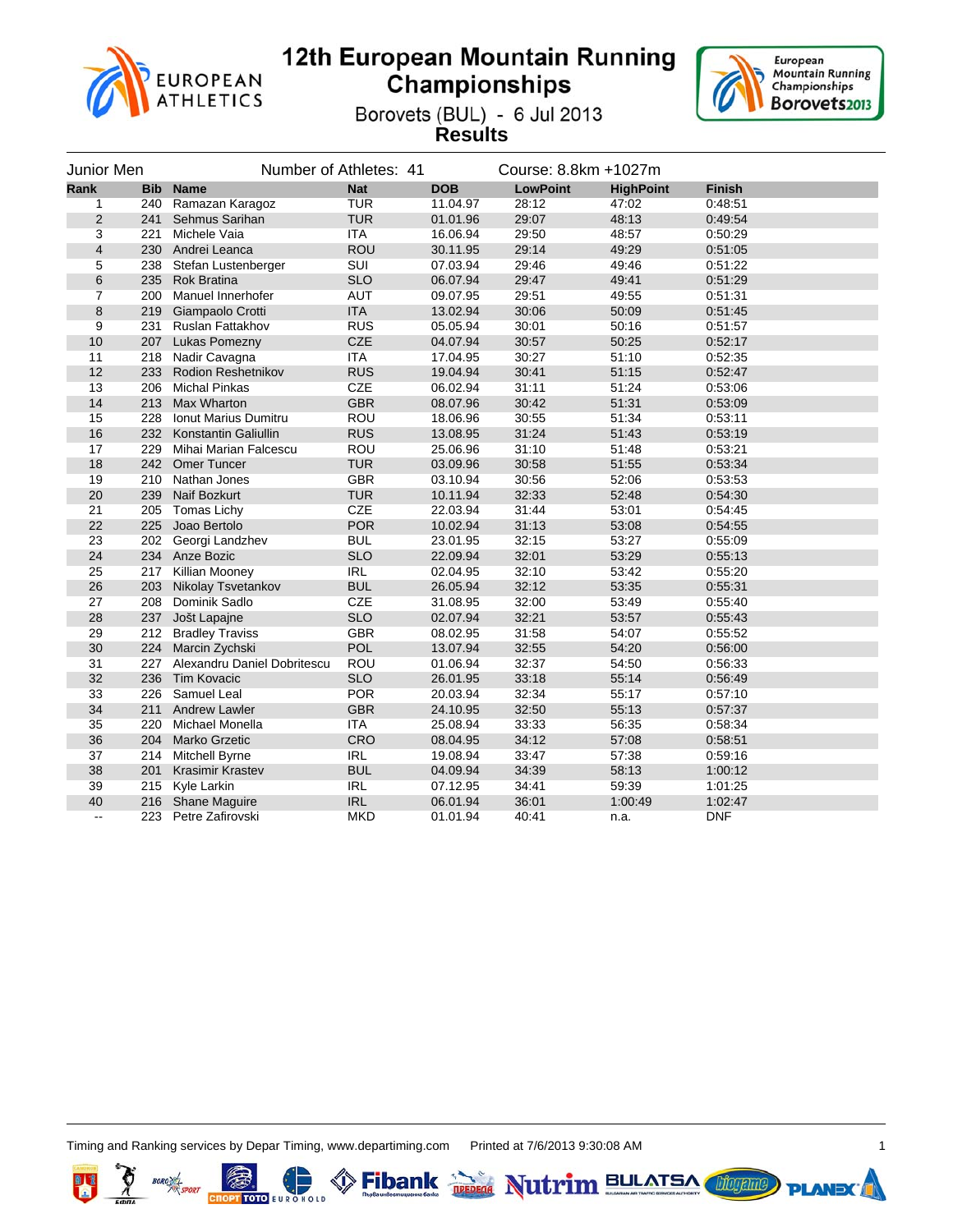# 12th European Mountain Running Championships

Borovets (BUL) - 6 Jul 2013

**Results**

Junior Men — Number of Athletes: 41 — Course: 8.8km +1027m

| Rank | Bib | Name | Nat | DOB | LowPoint | HighPoint | Finish |
|---|---|---|---|---|---|---|---|
| 1 | 240 | Ramazan Karagoz | TUR | 11.04.97 | 28:12 | 47:02 | 0:48:51 |
| 2 | 241 | Sehmus Sarihan | TUR | 01.01.96 | 29:07 | 48:13 | 0:49:54 |
| 3 | 221 | Michele Vaia | ITA | 16.06.94 | 29:50 | 48:57 | 0:50:29 |
| 4 | 230 | Andrei Leanca | ROU | 30.11.95 | 29:14 | 49:29 | 0:51:05 |
| 5 | 238 | Stefan Lustenberger | SUI | 07.03.94 | 29:46 | 49:46 | 0:51:22 |
| 6 | 235 | Rok Bratina | SLO | 06.07.94 | 29:47 | 49:41 | 0:51:29 |
| 7 | 200 | Manuel Innerhofer | AUT | 09.07.95 | 29:51 | 49:55 | 0:51:31 |
| 8 | 219 | Giampaolo Crotti | ITA | 13.02.94 | 30:06 | 50:09 | 0:51:45 |
| 9 | 231 | Ruslan Fattakhov | RUS | 05.05.94 | 30:01 | 50:16 | 0:51:57 |
| 10 | 207 | Lukas Pomezny | CZE | 04.07.94 | 30:57 | 50:25 | 0:52:17 |
| 11 | 218 | Nadir Cavagna | ITA | 17.04.95 | 30:27 | 51:10 | 0:52:35 |
| 12 | 233 | Rodion Reshetnikov | RUS | 19.04.94 | 30:41 | 51:15 | 0:52:47 |
| 13 | 206 | Michal Pinkas | CZE | 06.02.94 | 31:11 | 51:24 | 0:53:06 |
| 14 | 213 | Max Wharton | GBR | 08.07.96 | 30:42 | 51:31 | 0:53:09 |
| 15 | 228 | Ionut Marius Dumitru | ROU | 18.06.96 | 30:55 | 51:34 | 0:53:11 |
| 16 | 232 | Konstantin Galiullin | RUS | 13.08.95 | 31:24 | 51:43 | 0:53:19 |
| 17 | 229 | Mihai Marian Falcescu | ROU | 25.06.96 | 31:10 | 51:48 | 0:53:21 |
| 18 | 242 | Omer Tuncer | TUR | 03.09.96 | 30:58 | 51:55 | 0:53:34 |
| 19 | 210 | Nathan Jones | GBR | 03.10.94 | 30:56 | 52:06 | 0:53:53 |
| 20 | 239 | Naif Bozkurt | TUR | 10.11.94 | 32:33 | 52:48 | 0:54:30 |
| 21 | 205 | Tomas Lichy | CZE | 22.03.94 | 31:44 | 53:01 | 0:54:45 |
| 22 | 225 | Joao Bertolo | POR | 10.02.94 | 31:13 | 53:08 | 0:54:55 |
| 23 | 202 | Georgi Landzhev | BUL | 23.01.95 | 32:15 | 53:27 | 0:55:09 |
| 24 | 234 | Anze Bozic | SLO | 22.09.94 | 32:01 | 53:29 | 0:55:13 |
| 25 | 217 | Killian Mooney | IRL | 02.04.95 | 32:10 | 53:42 | 0:55:20 |
| 26 | 203 | Nikolay Tsvetankov | BUL | 26.05.94 | 32:12 | 53:35 | 0:55:31 |
| 27 | 208 | Dominik Sadlo | CZE | 31.08.95 | 32:00 | 53:49 | 0:55:40 |
| 28 | 237 | Jošt Lapajne | SLO | 02.07.94 | 32:21 | 53:57 | 0:55:43 |
| 29 | 212 | Bradley Traviss | GBR | 08.02.95 | 31:58 | 54:07 | 0:55:52 |
| 30 | 224 | Marcin Zychski | POL | 13.07.94 | 32:55 | 54:20 | 0:56:00 |
| 31 | 227 | Alexandru Daniel Dobritescu | ROU | 01.06.94 | 32:37 | 54:50 | 0:56:33 |
| 32 | 236 | Tim Kovacic | SLO | 26.01.95 | 33:18 | 55:14 | 0:56:49 |
| 33 | 226 | Samuel Leal | POR | 20.03.94 | 32:34 | 55:17 | 0:57:10 |
| 34 | 211 | Andrew Lawler | GBR | 24.10.95 | 32:50 | 55:13 | 0:57:37 |
| 35 | 220 | Michael Monella | ITA | 25.08.94 | 33:33 | 56:35 | 0:58:34 |
| 36 | 204 | Marko Grzetic | CRO | 08.04.95 | 34:12 | 57:08 | 0:58:51 |
| 37 | 214 | Mitchell Byrne | IRL | 19.08.94 | 33:47 | 57:38 | 0:59:16 |
| 38 | 201 | Krasimir Krastev | BUL | 04.09.94 | 34:39 | 58:13 | 1:00:12 |
| 39 | 215 | Kyle Larkin | IRL | 07.12.95 | 34:41 | 59:39 | 1:01:25 |
| 40 | 216 | Shane Maguire | IRL | 06.01.94 | 36:01 | 1:00:49 | 1:02:47 |
| -- | 223 | Petre Zafirovski | MKD | 01.01.94 | 40:41 | n.a. | DNF |

Timing and Ranking services by Depar Timing, www.departiming.com    Printed at 7/6/2013 9:30:08 AM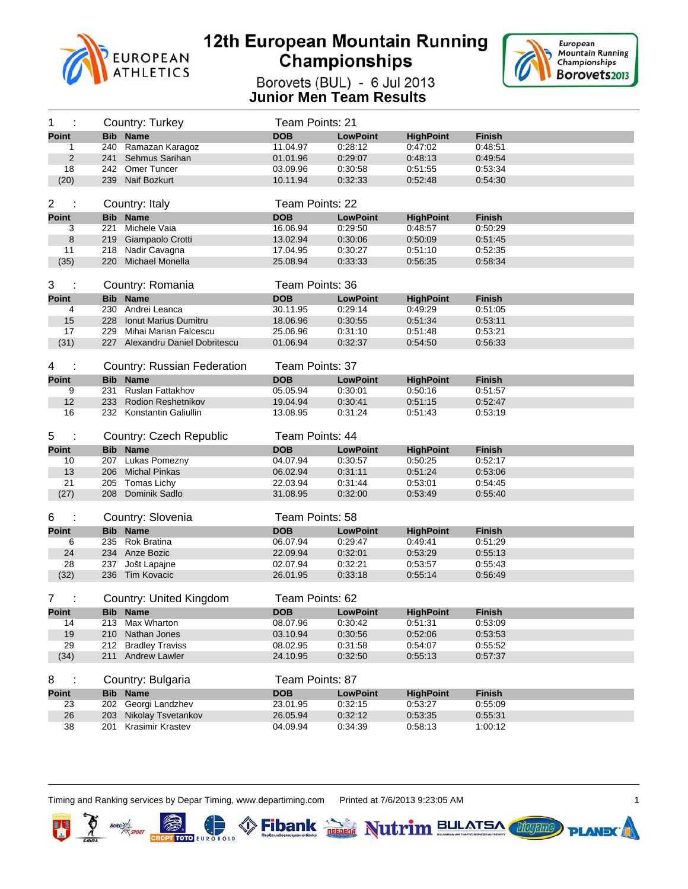# 12th European Mountain Running Championships

Borovets (BUL) - 6 Jul 2013

## Junior Men Team Results

**1 : Country: Turkey — Team Points: 21**

| Point | Bib | Name | DOB | LowPoint | HighPoint | Finish |
|---|---|---|---|---|---|---|
| 1 | 240 | Ramazan Karagoz | 11.04.97 | 0:28:12 | 0:47:02 | 0:48:51 |
| 2 | 241 | Sehmus Sarihan | 01.01.96 | 0:29:07 | 0:48:13 | 0:49:54 |
| 18 | 242 | Omer Tuncer | 03.09.96 | 0:30:58 | 0:51:55 | 0:53:34 |
| (20) | 239 | Naif Bozkurt | 10.11.94 | 0:32:33 | 0:52:48 | 0:54:30 |

**2 : Country: Italy — Team Points: 22**

| Point | Bib | Name | DOB | LowPoint | HighPoint | Finish |
|---|---|---|---|---|---|---|
| 3 | 221 | Michele Vaia | 16.06.94 | 0:29:50 | 0:48:57 | 0:50:29 |
| 8 | 219 | Giampaolo Crotti | 13.02.94 | 0:30:06 | 0:50:09 | 0:51:45 |
| 11 | 218 | Nadir Cavagna | 17.04.95 | 0:30:27 | 0:51:10 | 0:52:35 |
| (35) | 220 | Michael Monella | 25.08.94 | 0:33:33 | 0:56:35 | 0:58:34 |

**3 : Country: Romania — Team Points: 36**

| Point | Bib | Name | DOB | LowPoint | HighPoint | Finish |
|---|---|---|---|---|---|---|
| 4 | 230 | Andrei Leanca | 30.11.95 | 0:29:14 | 0:49:29 | 0:51:05 |
| 15 | 228 | Ionut Marius Dumitru | 18.06.96 | 0:30:55 | 0:51:34 | 0:53:11 |
| 17 | 229 | Mihai Marian Falcescu | 25.06.96 | 0:31:10 | 0:51:48 | 0:53:21 |
| (31) | 227 | Alexandru Daniel Dobritescu | 01.06.94 | 0:32:37 | 0:54:50 | 0:56:33 |

**4 : Country: Russian Federation — Team Points: 37**

| Point | Bib | Name | DOB | LowPoint | HighPoint | Finish |
|---|---|---|---|---|---|---|
| 9 | 231 | Ruslan Fattakhov | 05.05.94 | 0:30:01 | 0:50:16 | 0:51:57 |
| 12 | 233 | Rodion Reshetnikov | 19.04.94 | 0:30:41 | 0:51:15 | 0:52:47 |
| 16 | 232 | Konstantin Galiullin | 13.08.95 | 0:31:24 | 0:51:43 | 0:53:19 |

**5 : Country: Czech Republic — Team Points: 44**

| Point | Bib | Name | DOB | LowPoint | HighPoint | Finish |
|---|---|---|---|---|---|---|
| 10 | 207 | Lukas Pomezny | 04.07.94 | 0:30:57 | 0:50:25 | 0:52:17 |
| 13 | 206 | Michal Pinkas | 06.02.94 | 0:31:11 | 0:51:24 | 0:53:06 |
| 21 | 205 | Tomas Lichy | 22.03.94 | 0:31:44 | 0:53:01 | 0:54:45 |
| (27) | 208 | Dominik Sadlo | 31.08.95 | 0:32:00 | 0:53:49 | 0:55:40 |

**6 : Country: Slovenia — Team Points: 58**

| Point | Bib | Name | DOB | LowPoint | HighPoint | Finish |
|---|---|---|---|---|---|---|
| 6 | 235 | Rok Bratina | 06.07.94 | 0:29:47 | 0:49:41 | 0:51:29 |
| 24 | 234 | Anze Bozic | 22.09.94 | 0:32:01 | 0:53:29 | 0:55:13 |
| 28 | 237 | Jošt Lapajne | 02.07.94 | 0:32:21 | 0:53:57 | 0:55:43 |
| (32) | 236 | Tim Kovacic | 26.01.95 | 0:33:18 | 0:55:14 | 0:56:49 |

**7 : Country: United Kingdom — Team Points: 62**

| Point | Bib | Name | DOB | LowPoint | HighPoint | Finish |
|---|---|---|---|---|---|---|
| 14 | 213 | Max Wharton | 08.07.96 | 0:30:42 | 0:51:31 | 0:53:09 |
| 19 | 210 | Nathan Jones | 03.10.94 | 0:30:56 | 0:52:06 | 0:53:53 |
| 29 | 212 | Bradley Traviss | 08.02.95 | 0:31:58 | 0:54:07 | 0:55:52 |
| (34) | 211 | Andrew Lawler | 24.10.95 | 0:32:50 | 0:55:13 | 0:57:37 |

**8 : Country: Bulgaria — Team Points: 87**

| Point | Bib | Name | DOB | LowPoint | HighPoint | Finish |
|---|---|---|---|---|---|---|
| 23 | 202 | Georgi Landzhev | 23.01.95 | 0:32:15 | 0:53:27 | 0:55:09 |
| 26 | 203 | Nikolay Tsvetankov | 26.05.94 | 0:32:12 | 0:53:35 | 0:55:31 |
| 38 | 201 | Krasimir Krastev | 04.09.94 | 0:34:39 | 0:58:13 | 1:00:12 |

Timing and Ranking services by Depar Timing, www.departiming.com Printed at 7/6/2013 9:23:05 AM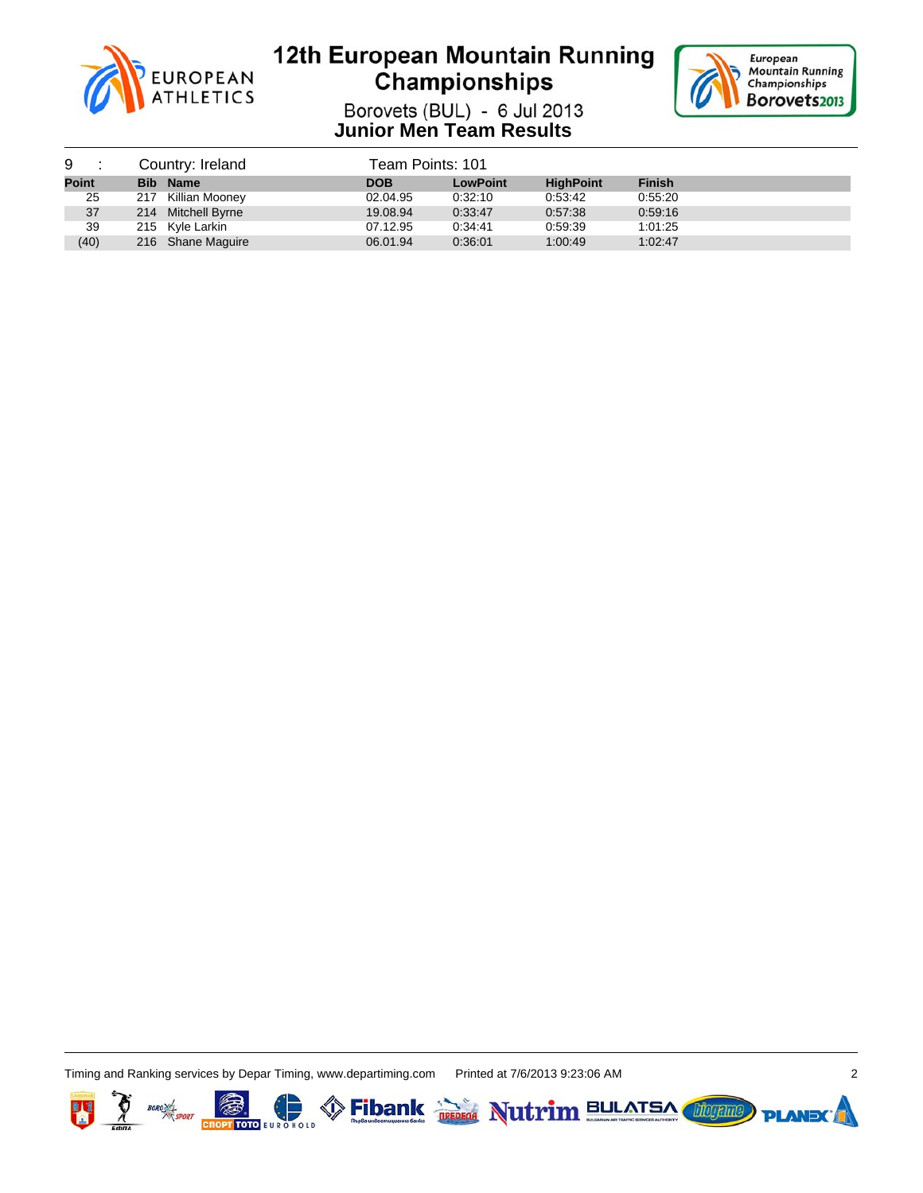# 12th European Mountain Running Championships

Borovets (BUL) - 6 Jul 2013

## Junior Men Team Results

9 : Country: Ireland Team Points: 101

| Point | Bib | Name | DOB | LowPoint | HighPoint | Finish |
|---|---|---|---|---|---|---|
| 25 | 217 | Killian Mooney | 02.04.95 | 0:32:10 | 0:53:42 | 0:55:20 |
| 37 | 214 | Mitchell Byrne | 19.08.94 | 0:33:47 | 0:57:38 | 0:59:16 |
| 39 | 215 | Kyle Larkin | 07.12.95 | 0:34:41 | 0:59:39 | 1:01:25 |
| (40) | 216 | Shane Maguire | 06.01.94 | 0:36:01 | 1:00:49 | 1:02:47 |

Timing and Ranking services by Depar Timing, www.departiming.com Printed at 7/6/2013 9:23:06 AM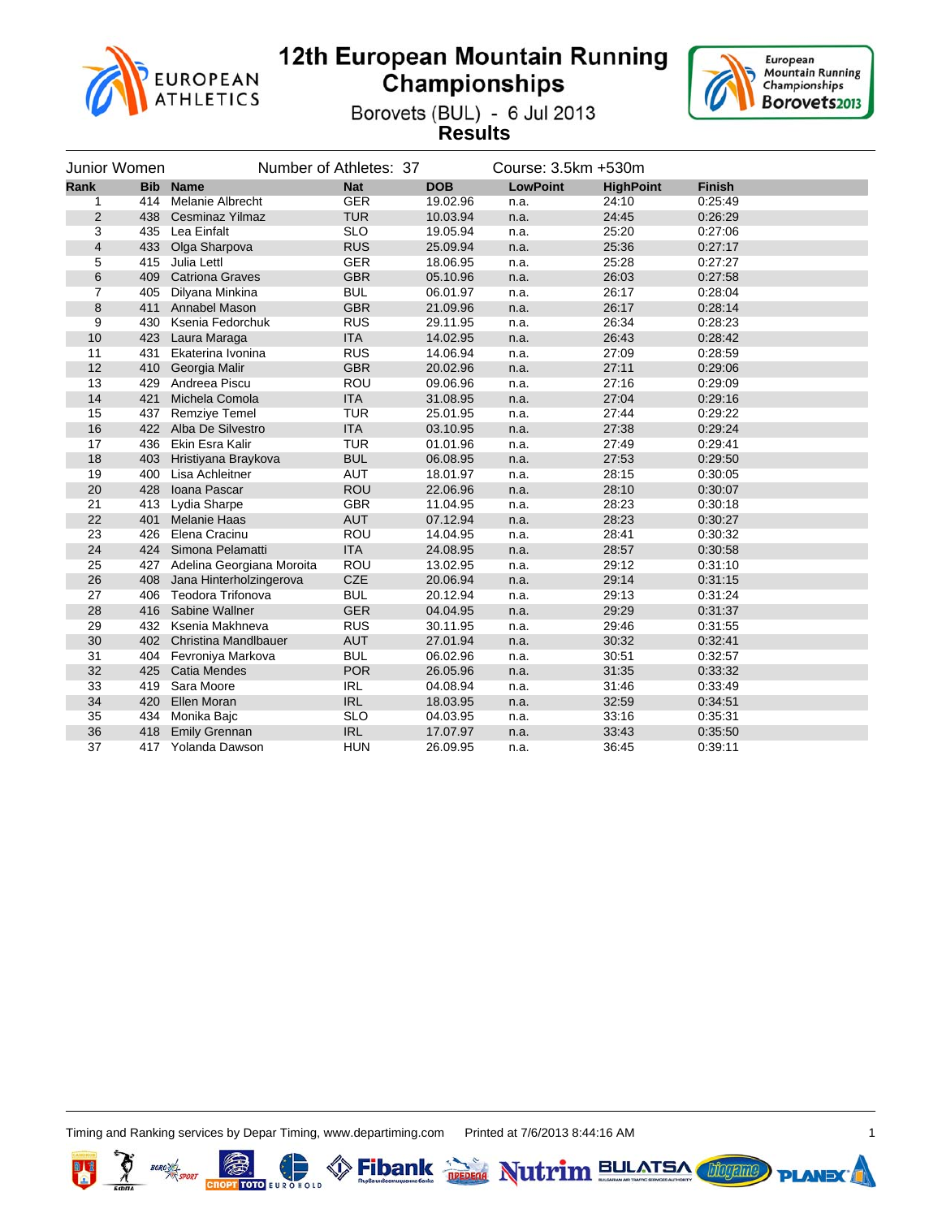# 12th European Mountain Running Championships

Borovets (BUL) - 6 Jul 2013

**Results**

Junior Women — Number of Athletes: 37 — Course: 3.5km +530m

| Rank | Bib | Name | Nat | DOB | LowPoint | HighPoint | Finish |
|---|---|---|---|---|---|---|---|
| 1 | 414 | Melanie Albrecht | GER | 19.02.96 | n.a. | 24:10 | 0:25:49 |
| 2 | 438 | Cesminaz Yilmaz | TUR | 10.03.94 | n.a. | 24:45 | 0:26:29 |
| 3 | 435 | Lea Einfalt | SLO | 19.05.94 | n.a. | 25:20 | 0:27:06 |
| 4 | 433 | Olga Sharpova | RUS | 25.09.94 | n.a. | 25:36 | 0:27:17 |
| 5 | 415 | Julia Lettl | GER | 18.06.95 | n.a. | 25:28 | 0:27:27 |
| 6 | 409 | Catriona Graves | GBR | 05.10.96 | n.a. | 26:03 | 0:27:58 |
| 7 | 405 | Dilyana Minkina | BUL | 06.01.97 | n.a. | 26:17 | 0:28:04 |
| 8 | 411 | Annabel Mason | GBR | 21.09.96 | n.a. | 26:17 | 0:28:14 |
| 9 | 430 | Ksenia Fedorchuk | RUS | 29.11.95 | n.a. | 26:34 | 0:28:23 |
| 10 | 423 | Laura Maraga | ITA | 14.02.95 | n.a. | 26:43 | 0:28:42 |
| 11 | 431 | Ekaterina Ivonina | RUS | 14.06.94 | n.a. | 27:09 | 0:28:59 |
| 12 | 410 | Georgia Malir | GBR | 20.02.96 | n.a. | 27:11 | 0:29:06 |
| 13 | 429 | Andreea Piscu | ROU | 09.06.96 | n.a. | 27:16 | 0:29:09 |
| 14 | 421 | Michela Comola | ITA | 31.08.95 | n.a. | 27:04 | 0:29:16 |
| 15 | 437 | Remziye Temel | TUR | 25.01.95 | n.a. | 27:44 | 0:29:22 |
| 16 | 422 | Alba De Silvestro | ITA | 03.10.95 | n.a. | 27:38 | 0:29:24 |
| 17 | 436 | Ekin Esra Kalir | TUR | 01.01.96 | n.a. | 27:49 | 0:29:41 |
| 18 | 403 | Hristiyana Braykova | BUL | 06.08.95 | n.a. | 27:53 | 0:29:50 |
| 19 | 400 | Lisa Achleitner | AUT | 18.01.97 | n.a. | 28:15 | 0:30:05 |
| 20 | 428 | Ioana Pascar | ROU | 22.06.96 | n.a. | 28:10 | 0:30:07 |
| 21 | 413 | Lydia Sharpe | GBR | 11.04.95 | n.a. | 28:23 | 0:30:18 |
| 22 | 401 | Melanie Haas | AUT | 07.12.94 | n.a. | 28:23 | 0:30:27 |
| 23 | 426 | Elena Cracinu | ROU | 14.04.95 | n.a. | 28:41 | 0:30:32 |
| 24 | 424 | Simona Pelamatti | ITA | 24.08.95 | n.a. | 28:57 | 0:30:58 |
| 25 | 427 | Adelina Georgiana Moroita | ROU | 13.02.95 | n.a. | 29:12 | 0:31:10 |
| 26 | 408 | Jana Hinterholzingerova | CZE | 20.06.94 | n.a. | 29:14 | 0:31:15 |
| 27 | 406 | Teodora Trifonova | BUL | 20.12.94 | n.a. | 29:13 | 0:31:24 |
| 28 | 416 | Sabine Wallner | GER | 04.04.95 | n.a. | 29:29 | 0:31:37 |
| 29 | 432 | Ksenia Makhneva | RUS | 30.11.95 | n.a. | 29:46 | 0:31:55 |
| 30 | 402 | Christina Mandlbauer | AUT | 27.01.94 | n.a. | 30:32 | 0:32:41 |
| 31 | 404 | Fevroniya Markova | BUL | 06.02.96 | n.a. | 30:51 | 0:32:57 |
| 32 | 425 | Catia Mendes | POR | 26.05.96 | n.a. | 31:35 | 0:33:32 |
| 33 | 419 | Sara Moore | IRL | 04.08.94 | n.a. | 31:46 | 0:33:49 |
| 34 | 420 | Ellen Moran | IRL | 18.03.95 | n.a. | 32:59 | 0:34:51 |
| 35 | 434 | Monika Bajc | SLO | 04.03.95 | n.a. | 33:16 | 0:35:31 |
| 36 | 418 | Emily Grennan | IRL | 17.07.97 | n.a. | 33:43 | 0:35:50 |
| 37 | 417 | Yolanda Dawson | HUN | 26.09.95 | n.a. | 36:45 | 0:39:11 |

Timing and Ranking services by Depar Timing, www.departiming.com — Printed at 7/6/2013 8:44:16 AM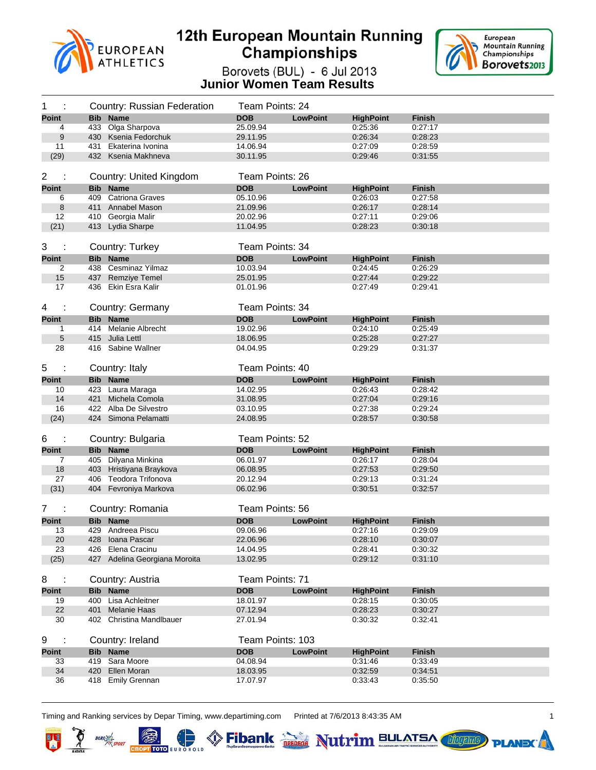# 12th European Mountain Running Championships

Borovets (BUL) - 6 Jul 2013

## Junior Women Team Results

### 1 : Country: Russian Federation — Team Points: 24

| Point | Bib | Name | DOB | LowPoint | HighPoint | Finish |
|---|---|---|---|---|---|---|
| 4 | 433 | Olga Sharpova | 25.09.94 | | 0:25:36 | 0:27:17 |
| 9 | 430 | Ksenia Fedorchuk | 29.11.95 | | 0:26:34 | 0:28:23 |
| 11 | 431 | Ekaterina Ivonina | 14.06.94 | | 0:27:09 | 0:28:59 |
| (29) | 432 | Ksenia Makhneva | 30.11.95 | | 0:29:46 | 0:31:55 |

### 2 : Country: United Kingdom — Team Points: 26

| Point | Bib | Name | DOB | LowPoint | HighPoint | Finish |
|---|---|---|---|---|---|---|
| 6 | 409 | Catriona Graves | 05.10.96 | | 0:26:03 | 0:27:58 |
| 8 | 411 | Annabel Mason | 21.09.96 | | 0:26:17 | 0:28:14 |
| 12 | 410 | Georgia Malir | 20.02.96 | | 0:27:11 | 0:29:06 |
| (21) | 413 | Lydia Sharpe | 11.04.95 | | 0:28:23 | 0:30:18 |

### 3 : Country: Turkey — Team Points: 34

| Point | Bib | Name | DOB | LowPoint | HighPoint | Finish |
|---|---|---|---|---|---|---|
| 2 | 438 | Cesminaz Yilmaz | 10.03.94 | | 0:24:45 | 0:26:29 |
| 15 | 437 | Remziye Temel | 25.01.95 | | 0:27:44 | 0:29:22 |
| 17 | 436 | Ekin Esra Kalir | 01.01.96 | | 0:27:49 | 0:29:41 |

### 4 : Country: Germany — Team Points: 34

| Point | Bib | Name | DOB | LowPoint | HighPoint | Finish |
|---|---|---|---|---|---|---|
| 1 | 414 | Melanie Albrecht | 19.02.96 | | 0:24:10 | 0:25:49 |
| 5 | 415 | Julia Lettl | 18.06.95 | | 0:25:28 | 0:27:27 |
| 28 | 416 | Sabine Wallner | 04.04.95 | | 0:29:29 | 0:31:37 |

### 5 : Country: Italy — Team Points: 40

| Point | Bib | Name | DOB | LowPoint | HighPoint | Finish |
|---|---|---|---|---|---|---|
| 10 | 423 | Laura Maraga | 14.02.95 | | 0:26:43 | 0:28:42 |
| 14 | 421 | Michela Comola | 31.08.95 | | 0:27:04 | 0:29:16 |
| 16 | 422 | Alba De Silvestro | 03.10.95 | | 0:27:38 | 0:29:24 |
| (24) | 424 | Simona Pelamatti | 24.08.95 | | 0:28:57 | 0:30:58 |

### 6 : Country: Bulgaria — Team Points: 52

| Point | Bib | Name | DOB | LowPoint | HighPoint | Finish |
|---|---|---|---|---|---|---|
| 7 | 405 | Dilyana Minkina | 06.01.97 | | 0:26:17 | 0:28:04 |
| 18 | 403 | Hristiyana Braykova | 06.08.95 | | 0:27:53 | 0:29:50 |
| 27 | 406 | Teodora Trifonova | 20.12.94 | | 0:29:13 | 0:31:24 |
| (31) | 404 | Fevroniya Markova | 06.02.96 | | 0:30:51 | 0:32:57 |

### 7 : Country: Romania — Team Points: 56

| Point | Bib | Name | DOB | LowPoint | HighPoint | Finish |
|---|---|---|---|---|---|---|
| 13 | 429 | Andreea Piscu | 09.06.96 | | 0:27:16 | 0:29:09 |
| 20 | 428 | Ioana Pascar | 22.06.96 | | 0:28:10 | 0:30:07 |
| 23 | 426 | Elena Cracinu | 14.04.95 | | 0:28:41 | 0:30:32 |
| (25) | 427 | Adelina Georgiana Moroita | 13.02.95 | | 0:29:12 | 0:31:10 |

### 8 : Country: Austria — Team Points: 71

| Point | Bib | Name | DOB | LowPoint | HighPoint | Finish |
|---|---|---|---|---|---|---|
| 19 | 400 | Lisa Achleitner | 18.01.97 | | 0:28:15 | 0:30:05 |
| 22 | 401 | Melanie Haas | 07.12.94 | | 0:28:23 | 0:30:27 |
| 30 | 402 | Christina Mandlbauer | 27.01.94 | | 0:30:32 | 0:32:41 |

### 9 : Country: Ireland — Team Points: 103

| Point | Bib | Name | DOB | LowPoint | HighPoint | Finish |
|---|---|---|---|---|---|---|
| 33 | 419 | Sara Moore | 04.08.94 | | 0:31:46 | 0:33:49 |
| 34 | 420 | Ellen Moran | 18.03.95 | | 0:32:59 | 0:34:51 |
| 36 | 418 | Emily Grennan | 17.07.97 | | 0:33:43 | 0:35:50 |

Timing and Ranking services by Depar Timing, www.departiming.com Printed at 7/6/2013 8:43:35 AM